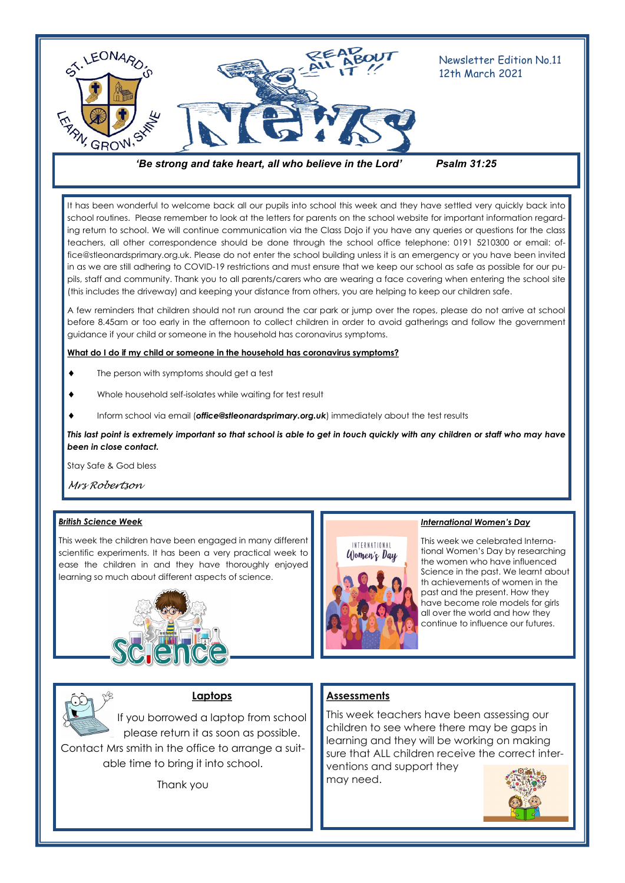# READ ALL ABOUT IT !! News

Newsletter Edition No.11
12th March 2021

ST. LEONARD'S — LEARN, GROW, SHINE

***'Be strong and take heart, all who believe in the Lord'*** ***Psalm 31:25***

It has been wonderful to welcome back all our pupils into school this week and they have settled very quickly back into school routines. Please remember to look at the letters for parents on the school website for important information regarding return to school. We will continue communication via the Class Dojo if you have any queries or questions for the class teachers, all other correspondence should be done through the school office telephone: 0191 5210300 or email: office@stleonardsprimary.org.uk. Please do not enter the school building unless it is an emergency or you have been invited in as we are still adhering to COVID-19 restrictions and must ensure that we keep our school as safe as possible for our pupils, staff and community. Thank you to all parents/carers who are wearing a face covering when entering the school site (this includes the driveway) and keeping your distance from others, you are helping to keep our children safe.

A few reminders that children should not run around the car park or jump over the ropes, please do not arrive at school before 8.45am or too early in the afternoon to collect children in order to avoid gatherings and follow the government guidance if your child or someone in the household has coronavirus symptoms.

**What do I do if my child or someone in the household has coronavirus symptoms?**

- The person with symptoms should get a test
- Whole household self-isolates while waiting for test result
- Inform school via email (***office@stleonardsprimary.org.uk***) immediately about the test results

***This last point is extremely important so that school is able to get in touch quickly with any children or staff who may have been in close contact.***

Stay Safe & God bless

*Mrs Robertson*

### ***British Science Week***

This week the children have been engaged in many different scientific experiments. It has been a very practical week to ease the children in and they have thoroughly enjoyed learning so much about different aspects of science.

### ***International Women's Day***

This week we celebrated International Women's Day by researching the women who have influenced Science in the past. We learnt about th achievements of women in the past and the present. How they have become role models for girls all over the world and how they continue to influence our futures.

### Laptops

If you borrowed a laptop from school please return it as soon as possible. Contact Mrs smith in the office to arrange a suitable time to bring it into school.

Thank you

### Assessments

This week teachers have been assessing our children to see where there may be gaps in learning and they will be working on making sure that ALL children receive the correct interventions and support they may need.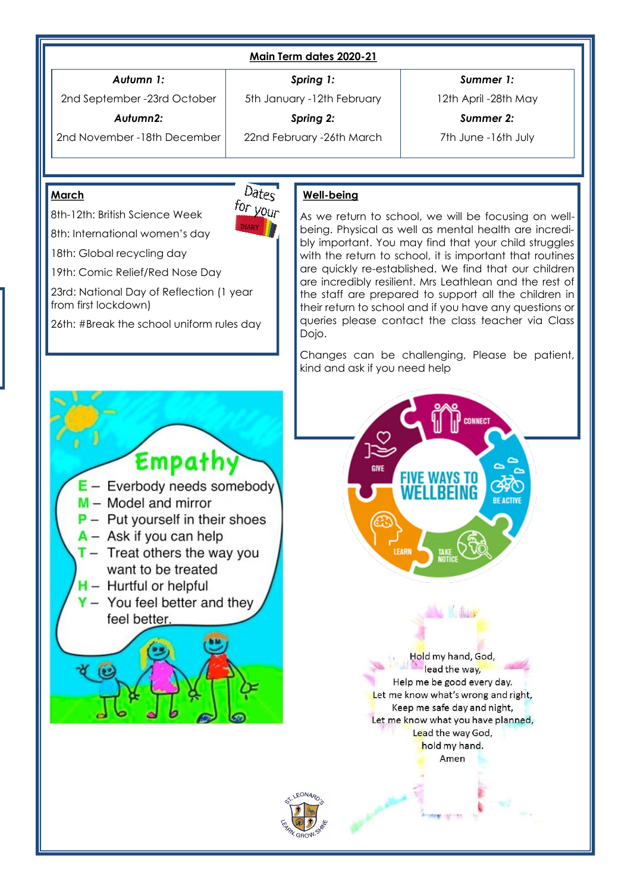## Main Term dates 2020-21

| | | |
|---|---|---|
| ***Autumn 1:*** | ***Spring 1:*** | ***Summer 1:*** |
| 2nd September -23rd October | 5th January -12th February | 12th April -28th May |
| ***Autumn2:*** | ***Spring 2:*** | ***Summer 2:*** |
| 2nd November -18th December | 22nd February -26th March | 7th June -16th July |

## March

Dates for your DIARY

8th-12th: British Science Week

8th: International women's day

18th: Global recycling day

19th: Comic Relief/Red Nose Day

23rd: National Day of Reflection (1 year from first lockdown)

26th: #Break the school uniform rules day

## Well-being

As we return to school, we will be focusing on well-being. Physical as well as mental health are incredibly important. You may find that your child struggles with the return to school, it is important that routines are quickly re-established. We find that our children are incredibly resilient. Mrs Leathlean and the rest of the staff are prepared to support all the children in their return to school and if you have any questions or queries please contact the class teacher via Class Dojo.

Changes can be challenging, Please be patient, kind and ask if you need help

### Empathy

E – Everbody needs somebody
M – Model and mirror
P – Put yourself in their shoes
A – Ask if you can help
T – Treat others the way you want to be treated
H – Hurtful or helpful
Y – You feel better and they feel better.

FIVE WAYS TO WELLBEING

CONNECT
BE ACTIVE
TAKE NOTICE
LEARN
GIVE

Hold my hand, God,
lead the way,
Help me be good every day.
Let me know what's wrong and right,
Keep me safe day and night,
Let me know what you have planned,
Lead the way God,
hold my hand.
Amen

ST. LEONARD'S
LEARN, GROW, SHINE